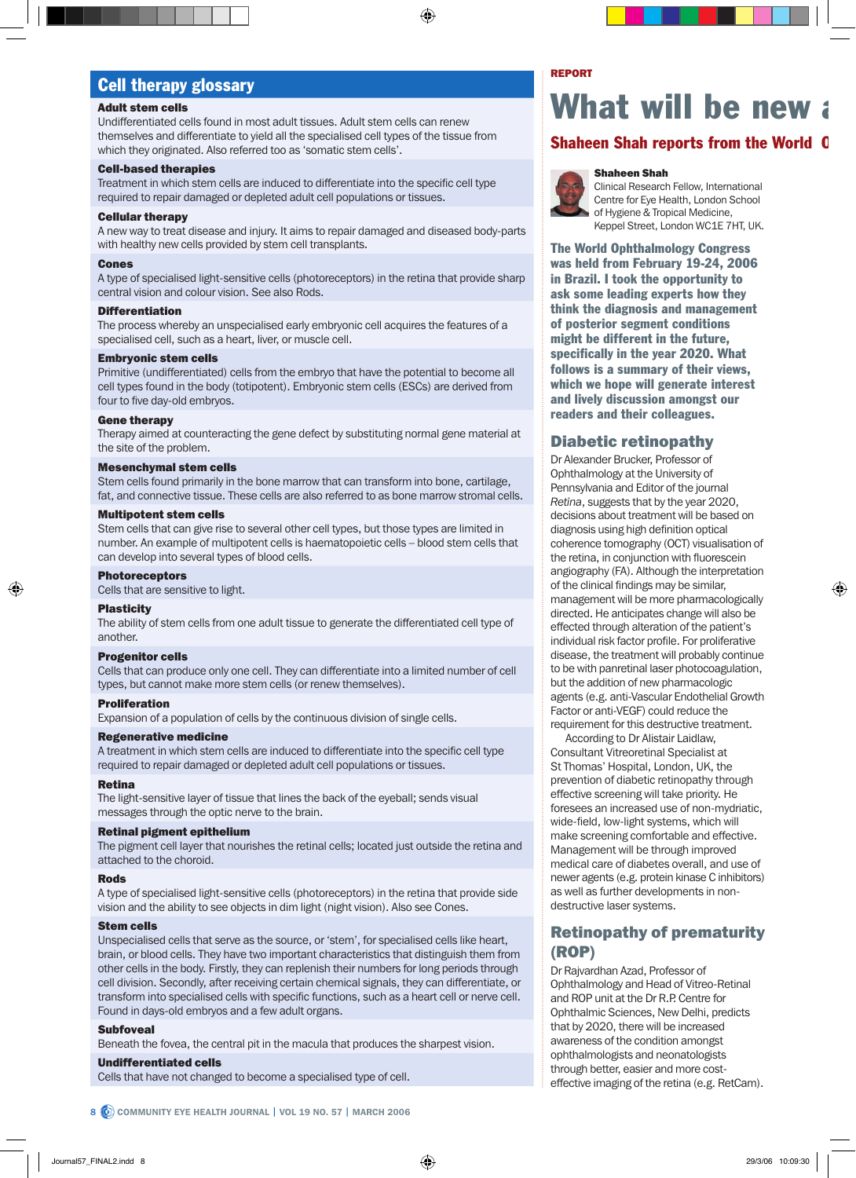## Cell therapy glossary

**Adult stem cells**
Undifferentiated cells found in most adult tissues. Adult stem cells can renew themselves and differentiate to yield all the specialised cell types of the tissue from which they originated. Also referred too as 'somatic stem cells'.

**Cell-based therapies**
Treatment in which stem cells are induced to differentiate into the specific cell type required to repair damaged or depleted adult cell populations or tissues.

**Cellular therapy**
A new way to treat disease and injury. It aims to repair damaged and diseased body-parts with healthy new cells provided by stem cell transplants.

**Cones**
A type of specialised light-sensitive cells (photoreceptors) in the retina that provide sharp central vision and colour vision. See also Rods.

**Differentiation**
The process whereby an unspecialised early embryonic cell acquires the features of a specialised cell, such as a heart, liver, or muscle cell.

**Embryonic stem cells**
Primitive (undifferentiated) cells from the embryo that have the potential to become all cell types found in the body (totipotent). Embryonic stem cells (ESCs) are derived from four to five day-old embryos.

**Gene therapy**
Therapy aimed at counteracting the gene defect by substituting normal gene material at the site of the problem.

**Mesenchymal stem cells**
Stem cells found primarily in the bone marrow that can transform into bone, cartilage, fat, and connective tissue. These cells are also referred to as bone marrow stromal cells.

**Multipotent stem cells**
Stem cells that can give rise to several other cell types, but those types are limited in number. An example of multipotent cells is haematopoietic cells – blood stem cells that can develop into several types of blood cells.

**Photoreceptors**
Cells that are sensitive to light.

**Plasticity**
The ability of stem cells from one adult tissue to generate the differentiated cell type of another.

**Progenitor cells**
Cells that can produce only one cell. They can differentiate into a limited number of cell types, but cannot make more stem cells (or renew themselves).

**Proliferation**
Expansion of a population of cells by the continuous division of single cells.

**Regenerative medicine**
A treatment in which stem cells are induced to differentiate into the specific cell type required to repair damaged or depleted adult cell populations or tissues.

**Retina**
The light-sensitive layer of tissue that lines the back of the eyeball; sends visual messages through the optic nerve to the brain.

**Retinal pigment epithelium**
The pigment cell layer that nourishes the retinal cells; located just outside the retina and attached to the choroid.

**Rods**
A type of specialised light-sensitive cells (photoreceptors) in the retina that provide side vision and the ability to see objects in dim light (night vision). Also see Cones.

**Stem cells**
Unspecialised cells that serve as the source, or 'stem', for specialised cells like heart, brain, or blood cells. They have two important characteristics that distinguish them from other cells in the body. Firstly, they can replenish their numbers for long periods through cell division. Secondly, after receiving certain chemical signals, they can differentiate, or transform into specialised cells with specific functions, such as a heart cell or nerve cell. Found in days-old embryos and a few adult organs.

**Subfoveal**
Beneath the fovea, the central pit in the macula that produces the sharpest vision.

**Undifferentiated cells**
Cells that have not changed to become a specialised type of cell.

REPORT

# What will be new a

## Shaheen Shah reports from the World C

**Shaheen Shah**
Clinical Research Fellow, International Centre for Eye Health, London School of Hygiene & Tropical Medicine, Keppel Street, London WC1E 7HT, UK.

**The World Ophthalmology Congress was held from February 19-24, 2006 in Brazil. I took the opportunity to ask some leading experts how they think the diagnosis and management of posterior segment conditions might be different in the future, specifically in the year 2020. What follows is a summary of their views, which we hope will generate interest and lively discussion amongst our readers and their colleagues.**

### Diabetic retinopathy

Dr Alexander Brucker, Professor of Ophthalmology at the University of Pennsylvania and Editor of the journal *Retina*, suggests that by the year 2020, decisions about treatment will be based on diagnosis using high definition optical coherence tomography (OCT) visualisation of the retina, in conjunction with fluorescein angiography (FA). Although the interpretation of the clinical findings may be similar, management will be more pharmacologically directed. He anticipates change will also be effected through alteration of the patient's individual risk factor profile. For proliferative disease, the treatment will probably continue to be with panretinal laser photocoagulation, but the addition of new pharmacologic agents (e.g. anti-Vascular Endothelial Growth Factor or anti-VEGF) could reduce the requirement for this destructive treatment.

According to Dr Alistair Laidlaw, Consultant Vitreoretinal Specialist at St Thomas' Hospital, London, UK, the prevention of diabetic retinopathy through effective screening will take priority. He foresees an increased use of non-mydriatic, wide-field, low-light systems, which will make screening comfortable and effective. Management will be through improved medical care of diabetes overall, and use of newer agents (e.g. protein kinase C inhibitors) as well as further developments in non-destructive laser systems.

### Retinopathy of prematurity (ROP)

Dr Rajvardhan Azad, Professor of Ophthalmology and Head of Vitreo-Retinal and ROP unit at the Dr R.P. Centre for Ophthalmic Sciences, New Delhi, predicts that by 2020, there will be increased awareness of the condition amongst ophthalmologists and neonatologists through better, easier and more cost-effective imaging of the retina (e.g. RetCam).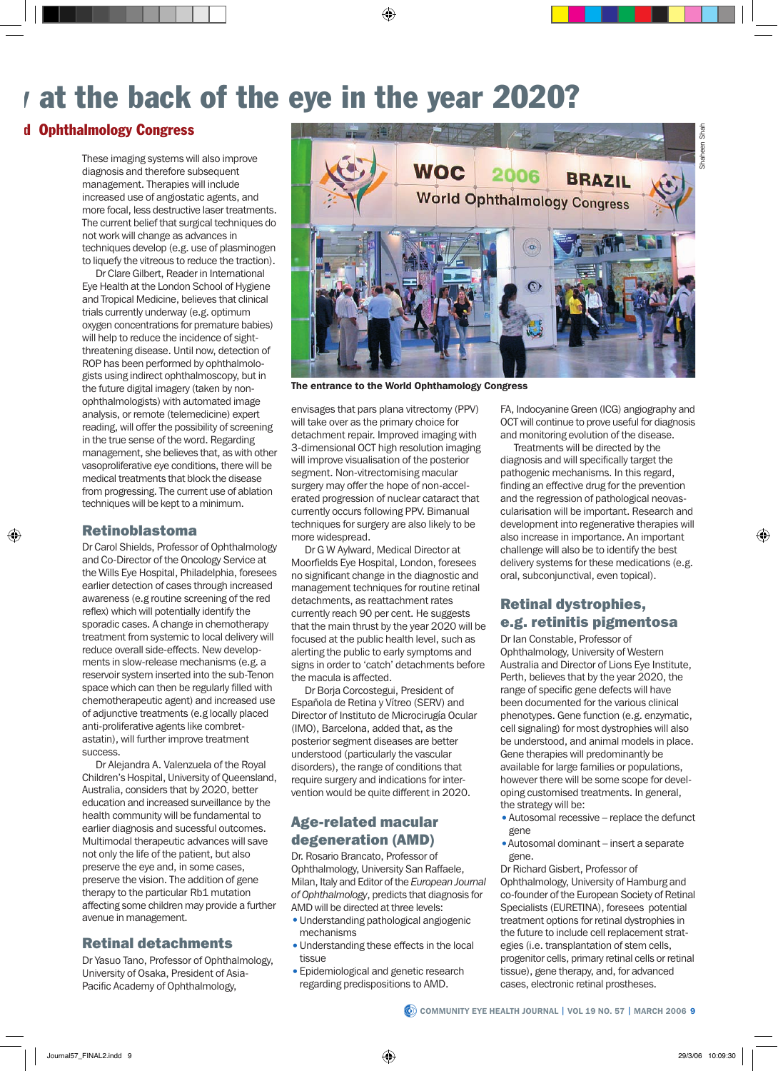# at the back of the eye in the year 2020?

## Ophthalmology Congress

These imaging systems will also improve diagnosis and therefore subsequent management. Therapies will include increased use of angiostatic agents, and more focal, less destructive laser treatments. The current belief that surgical techniques do not work will change as advances in techniques develop (e.g. use of plasminogen to liquefy the vitreous to reduce the traction).

Dr Clare Gilbert, Reader in International Eye Health at the London School of Hygiene and Tropical Medicine, believes that clinical trials currently underway (e.g. optimum oxygen concentrations for premature babies) will help to reduce the incidence of sight-threatening disease. Until now, detection of ROP has been performed by ophthalmologists using indirect ophthalmoscopy, but in the future digital imagery (taken by non-ophthalmologists) with automated image analysis, or remote (telemedicine) expert reading, will offer the possibility of screening in the true sense of the word. Regarding management, she believes that, as with other vasoproliferative eye conditions, there will be medical treatments that block the disease from progressing. The current use of ablation techniques will be kept to a minimum.

### Retinoblastoma

Dr Carol Shields, Professor of Ophthalmology and Co-Director of the Oncology Service at the Wills Eye Hospital, Philadelphia, foresees earlier detection of cases through increased awareness (e.g routine screening of the red reflex) which will potentially identify the sporadic cases. A change in chemotherapy treatment from systemic to local delivery will reduce overall side-effects. New developments in slow-release mechanisms (e.g. a reservoir system inserted into the sub-Tenon space which can then be regularly filled with chemotherapeutic agent) and increased use of adjunctive treatments (e.g locally placed anti-proliferative agents like combretastatin), will further improve treatment success.

Dr Alejandra A. Valenzuela of the Royal Children's Hospital, University of Queensland, Australia, considers that by 2020, better education and increased surveillance by the health community will be fundamental to earlier diagnosis and sucessful outcomes. Multimodal therapeutic advances will save not only the life of the patient, but also preserve the eye and, in some cases, preserve the vision. The addition of gene therapy to the particular Rb1 mutation affecting some children may provide a further avenue in management.

### Retinal detachments

Dr Yasuo Tano, Professor of Ophthalmology, University of Osaka, President of Asia-Pacific Academy of Ophthalmology, envisages that pars plana vitrectomy (PPV) will take over as the primary choice for detachment repair. Improved imaging with 3-dimensional OCT high resolution imaging will improve visualisation of the posterior segment. Non-vitrectomising macular surgery may offer the hope of non-accelerated progression of nuclear cataract that currently occurs following PPV. Bimanual techniques for surgery are also likely to be more widespread.

Dr G W Aylward, Medical Director at Moorfields Eye Hospital, London, foresees no significant change in the diagnostic and management techniques for routine retinal detachments, as reattachment rates currently reach 90 per cent. He suggests that the main thrust by the year 2020 will be focused at the public health level, such as alerting the public to early symptoms and signs in order to 'catch' detachments before the macula is affected.

Dr Borja Corcostegui, President of Española de Retina y Vítreo (SERV) and Director of Instituto de Microcirugía Ocular (IMO), Barcelona, added that, as the posterior segment diseases are better understood (particularly the vascular disorders), the range of conditions that require surgery and indications for intervention would be quite different in 2020.

The entrance to the World Ophthamology Congress

### Age-related macular degeneration (AMD)

Dr. Rosario Brancato, Professor of Ophthalmology, University San Raffaele, Milan, Italy and Editor of the *European Journal of Ophthalmology*, predicts that diagnosis for AMD will be directed at three levels:

- Understanding pathological angiogenic mechanisms
- Understanding these effects in the local tissue
- Epidemiological and genetic research regarding predispositions to AMD.

FA, Indocyanine Green (ICG) angiography and OCT will continue to prove useful for diagnosis and monitoring evolution of the disease.

Treatments will be directed by the diagnosis and will specifically target the pathogenic mechanisms. In this regard, finding an effective drug for the prevention and the regression of pathological neovascularisation will be important. Research and development into regenerative therapies will also increase in importance. An important challenge will also be to identify the best delivery systems for these medications (e.g. oral, subconjunctival, even topical).

### Retinal dystrophies, e.g. retinitis pigmentosa

Dr Ian Constable, Professor of Ophthalmology, University of Western Australia and Director of Lions Eye Institute, Perth, believes that by the year 2020, the range of specific gene defects will have been documented for the various clinical phenotypes. Gene function (e.g. enzymatic, cell signaling) for most dystrophies will also be understood, and animal models in place. Gene therapies will predominantly be available for large families or populations, however there will be some scope for developing customised treatments. In general, the strategy will be:

- Autosomal recessive – replace the defunct gene
- Autosomal dominant – insert a separate gene.

Dr Richard Gisbert, Professor of Ophthalmology, University of Hamburg and co-founder of the European Society of Retinal Specialists (EURETINA), foresees potential treatment options for retinal dystrophies in the future to include cell replacement strategies (i.e. transplantation of stem cells, progenitor cells, primary retinal cells or retinal tissue), gene therapy, and, for advanced cases, electronic retinal prostheses.